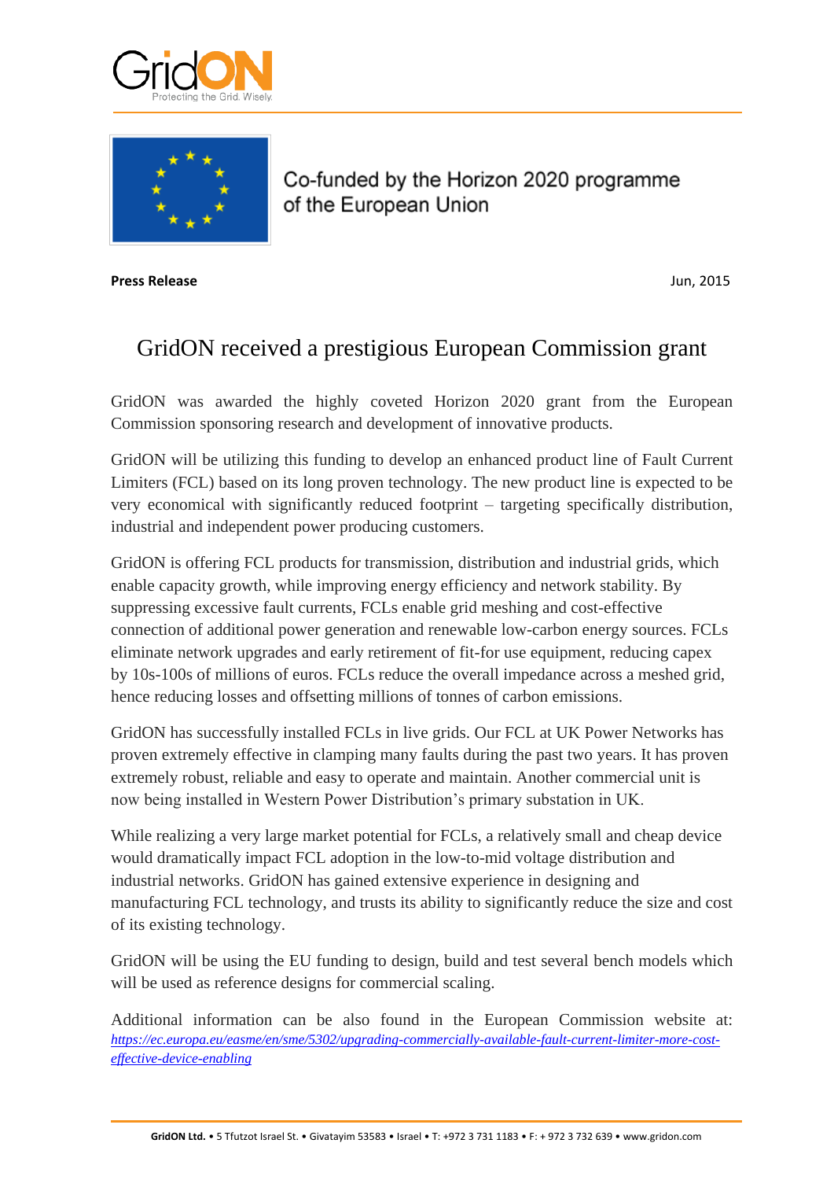GridON
Protecting the Grid. Wisely.

Co-funded by the Horizon 2020 programme of the European Union

**Press Release** Jun, 2015

# GridON received a prestigious European Commission grant

GridON was awarded the highly coveted Horizon 2020 grant from the European Commission sponsoring research and development of innovative products.

GridON will be utilizing this funding to develop an enhanced product line of Fault Current Limiters (FCL) based on its long proven technology. The new product line is expected to be very economical with significantly reduced footprint – targeting specifically distribution, industrial and independent power producing customers.

GridON is offering FCL products for transmission, distribution and industrial grids, which enable capacity growth, while improving energy efficiency and network stability. By suppressing excessive fault currents, FCLs enable grid meshing and cost-effective connection of additional power generation and renewable low-carbon energy sources. FCLs eliminate network upgrades and early retirement of fit-for use equipment, reducing capex by 10s-100s of millions of euros. FCLs reduce the overall impedance across a meshed grid, hence reducing losses and offsetting millions of tonnes of carbon emissions.

GridON has successfully installed FCLs in live grids. Our FCL at UK Power Networks has proven extremely effective in clamping many faults during the past two years. It has proven extremely robust, reliable and easy to operate and maintain. Another commercial unit is now being installed in Western Power Distribution's primary substation in UK.

While realizing a very large market potential for FCLs, a relatively small and cheap device would dramatically impact FCL adoption in the low-to-mid voltage distribution and industrial networks. GridON has gained extensive experience in designing and manufacturing FCL technology, and trusts its ability to significantly reduce the size and cost of its existing technology.

GridON will be using the EU funding to design, build and test several bench models which will be used as reference designs for commercial scaling.

Additional information can be also found in the European Commission website at: *https://ec.europa.eu/easme/en/sme/5302/upgrading-commercially-available-fault-current-limiter-more-cost-effective-device-enabling*

**GridON Ltd.** • 5 Tfutzot Israel St. • Givatayim 53583 • Israel • T: +972 3 731 1183 • F: + 972 3 732 639 • www.gridon.com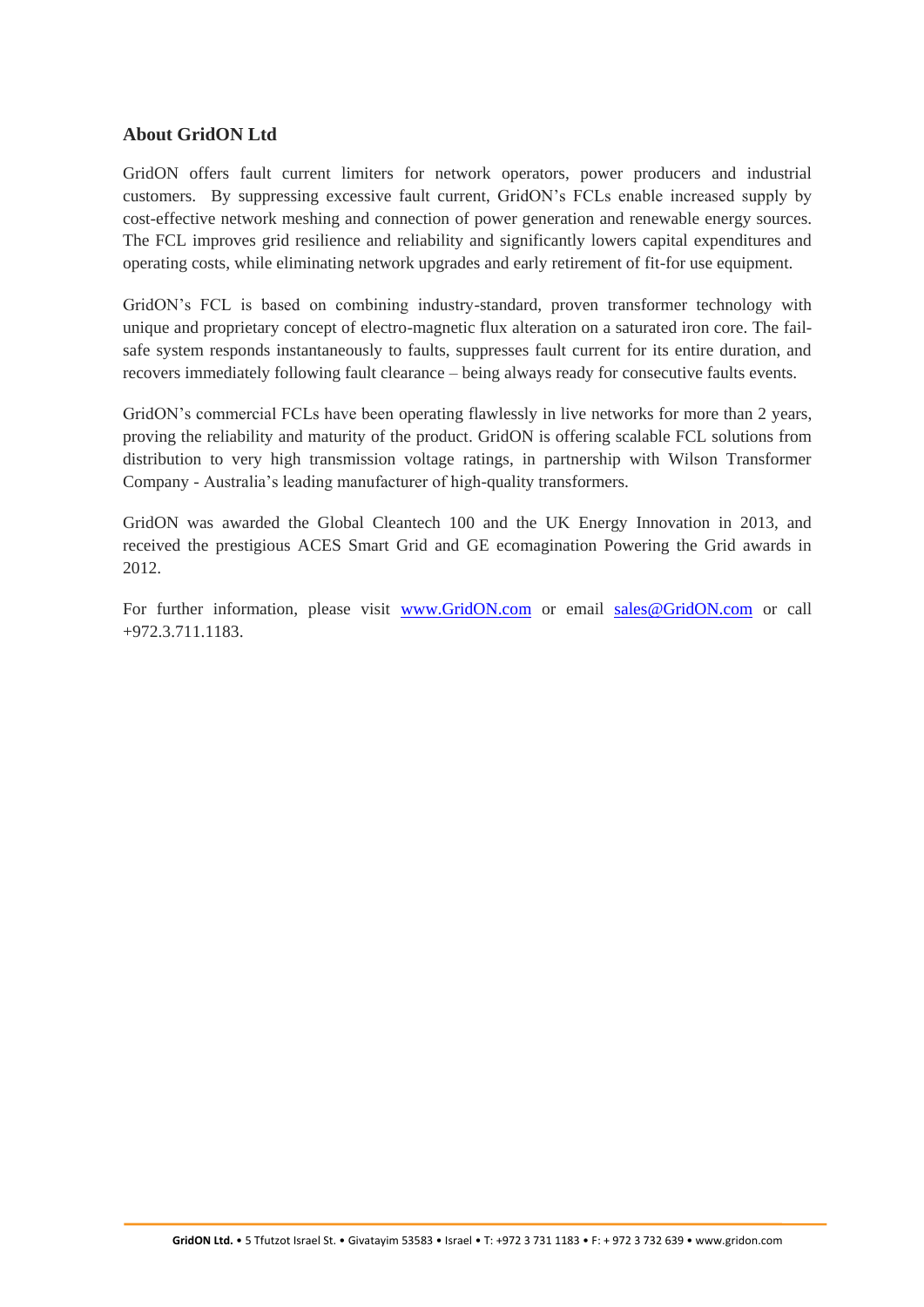## About GridON Ltd

GridON offers fault current limiters for network operators, power producers and industrial customers. By suppressing excessive fault current, GridON's FCLs enable increased supply by cost-effective network meshing and connection of power generation and renewable energy sources. The FCL improves grid resilience and reliability and significantly lowers capital expenditures and operating costs, while eliminating network upgrades and early retirement of fit-for use equipment.

GridON's FCL is based on combining industry-standard, proven transformer technology with unique and proprietary concept of electro-magnetic flux alteration on a saturated iron core. The fail-safe system responds instantaneously to faults, suppresses fault current for its entire duration, and recovers immediately following fault clearance – being always ready for consecutive faults events.

GridON's commercial FCLs have been operating flawlessly in live networks for more than 2 years, proving the reliability and maturity of the product. GridON is offering scalable FCL solutions from distribution to very high transmission voltage ratings, in partnership with Wilson Transformer Company - Australia's leading manufacturer of high-quality transformers.

GridON was awarded the Global Cleantech 100 and the UK Energy Innovation in 2013, and received the prestigious ACES Smart Grid and GE ecomagination Powering the Grid awards in 2012.

For further information, please visit [www.GridON.com](http://www.GridON.com) or email [sales@GridON.com](mailto:sales@GridON.com) or call +972.3.711.1183.